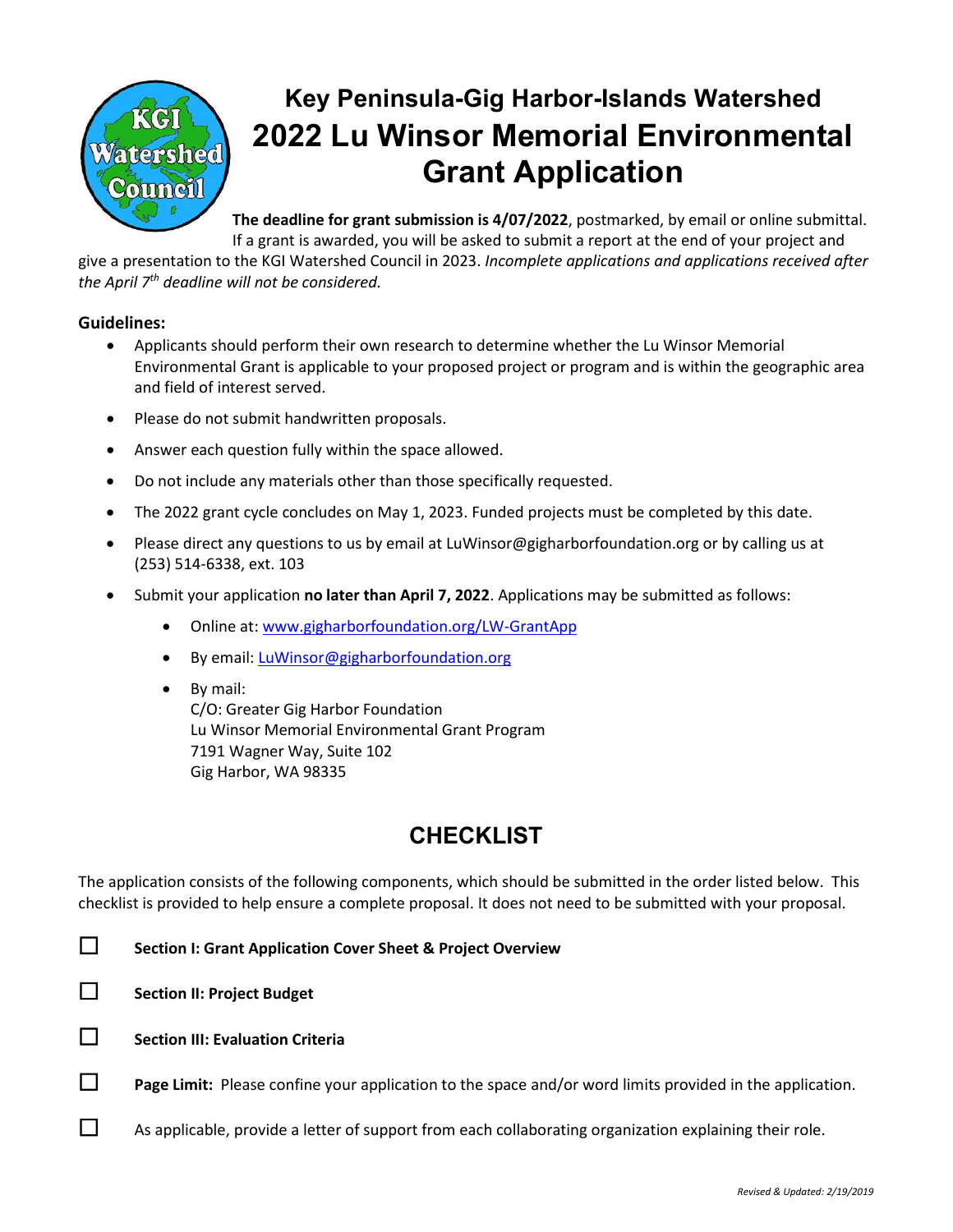# Key Peninsula-Gig Harbor-Islands Watershed
# 2022 Lu Winsor Memorial Environmental Grant Application

**The deadline for grant submission is 4/07/2022**, postmarked, by email or online submittal. If a grant is awarded, you will be asked to submit a report at the end of your project and give a presentation to the KGI Watershed Council in 2023. *Incomplete applications and applications received after the April 7th deadline will not be considered.*

**Guidelines:**

- Applicants should perform their own research to determine whether the Lu Winsor Memorial Environmental Grant is applicable to your proposed project or program and is within the geographic area and field of interest served.
- Please do not submit handwritten proposals.
- Answer each question fully within the space allowed.
- Do not include any materials other than those specifically requested.
- The 2022 grant cycle concludes on May 1, 2023. Funded projects must be completed by this date.
- Please direct any questions to us by email at LuWinsor@gigharborfoundation.org or by calling us at (253) 514-6338, ext. 103
- Submit your application **no later than April 7, 2022**. Applications may be submitted as follows:
  - Online at: www.gigharborfoundation.org/LW-GrantApp
  - By email: LuWinsor@gigharborfoundation.org
  - By mail:
    C/O: Greater Gig Harbor Foundation
    Lu Winsor Memorial Environmental Grant Program
    7191 Wagner Way, Suite 102
    Gig Harbor, WA 98335

## CHECKLIST

The application consists of the following components, which should be submitted in the order listed below. This checklist is provided to help ensure a complete proposal. It does not need to be submitted with your proposal.

- ☐ **Section I: Grant Application Cover Sheet & Project Overview**
- ☐ **Section II: Project Budget**
- ☐ **Section III: Evaluation Criteria**
- ☐ **Page Limit:** Please confine your application to the space and/or word limits provided in the application.
- ☐ As applicable, provide a letter of support from each collaborating organization explaining their role.

*Revised & Updated: 2/19/2019*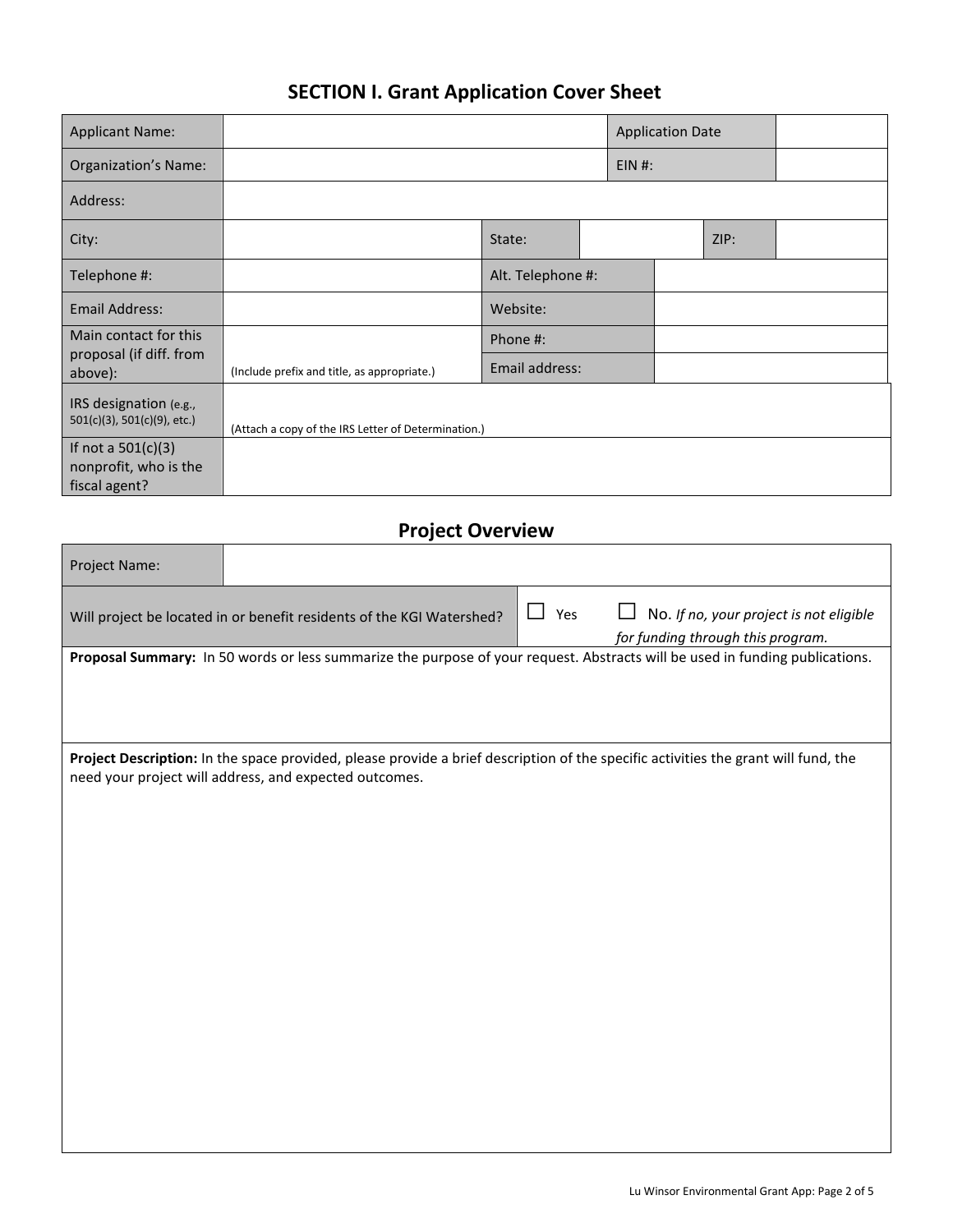## SECTION I. Grant Application Cover Sheet

| | | | | | |
|---|---|---|---|---|---|
| Applicant Name: | | | | Application Date | |
| Organization's Name: | | | | EIN #: | |
| Address: | | | | | |
| City: | | State: | | ZIP: | |
| Telephone #: | | Alt. Telephone #: | | | |
| Email Address: | | Website: | | | |
| Main contact for this proposal (if diff. from above): | (Include prefix and title, as appropriate.) | Phone #: | | | |
| | | Email address: | | | |
| IRS designation (e.g., 501(c)(3), 501(c)(9), etc.) | (Attach a copy of the IRS Letter of Determination.) | | | | |
| If not a 501(c)(3) nonprofit, who is the fiscal agent? | | | | | |

## Project Overview

| | | |
|---|---|---|
| Project Name: | | |
| Will project be located in or benefit residents of the KGI Watershed? | ☐ Yes | ☐ No. *If no, your project is not eligible for funding through this program.* |

**Proposal Summary:** In 50 words or less summarize the purpose of your request. Abstracts will be used in funding publications.

**Project Description:** In the space provided, please provide a brief description of the specific activities the grant will fund, the need your project will address, and expected outcomes.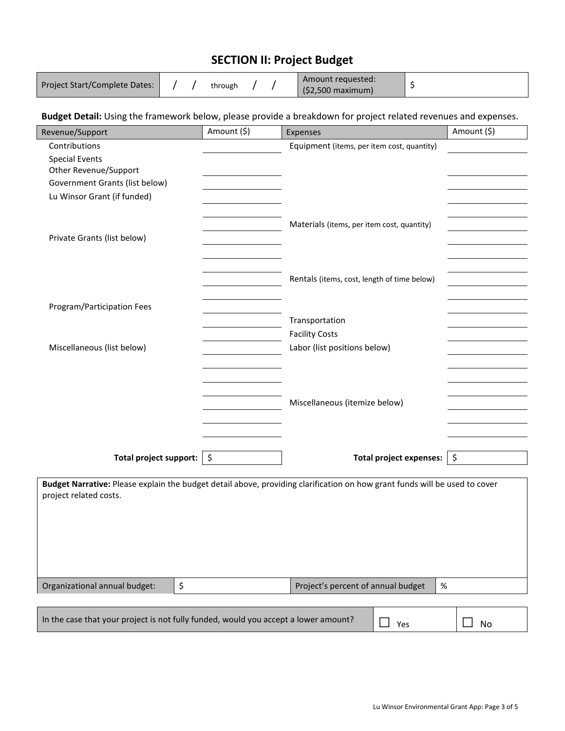## SECTION II: Project Budget

| Project Start/Complete Dates: | / / through / / | Amount requested: ($2,500 maximum) | $ |
|---|---|---|---|

**Budget Detail:** Using the framework below, please provide a breakdown for project related revenues and expenses.

| Revenue/Support | Amount ($) | Expenses | Amount ($) |
|---|---|---|---|
| Contributions | | Equipment (items, per item cost, quantity) | |
| Special Events | | | |
| Other Revenue/Support | | | |
| Government Grants (list below) | | | |
| Lu Winsor Grant (if funded) | | | |
| | | | |
| | | Materials (items, per item cost, quantity) | |
| Private Grants (list below) | | | |
| | | | |
| | | | |
| | | Rentals (items, cost, length of time below) | |
| | | | |
| Program/Participation Fees | | | |
| | | Transportation | |
| | | Facility Costs | |
| Miscellaneous (list below) | | Labor (list positions below) | |
| | | | |
| | | | |
| | | | |
| | | Miscellaneous (itemize below) | |
| | | | |
| | | | |
| **Total project support:** | $ | **Total project expenses:** | $ |

**Budget Narrative:** Please explain the budget detail above, providing clarification on how grant funds will be used to cover project related costs.

| Organizational annual budget: | $ | Project's percent of annual budget | % |
|---|---|---|---|

| In the case that your project is not fully funded, would you accept a lower amount? | ☐ Yes | ☐ No |
|---|---|---|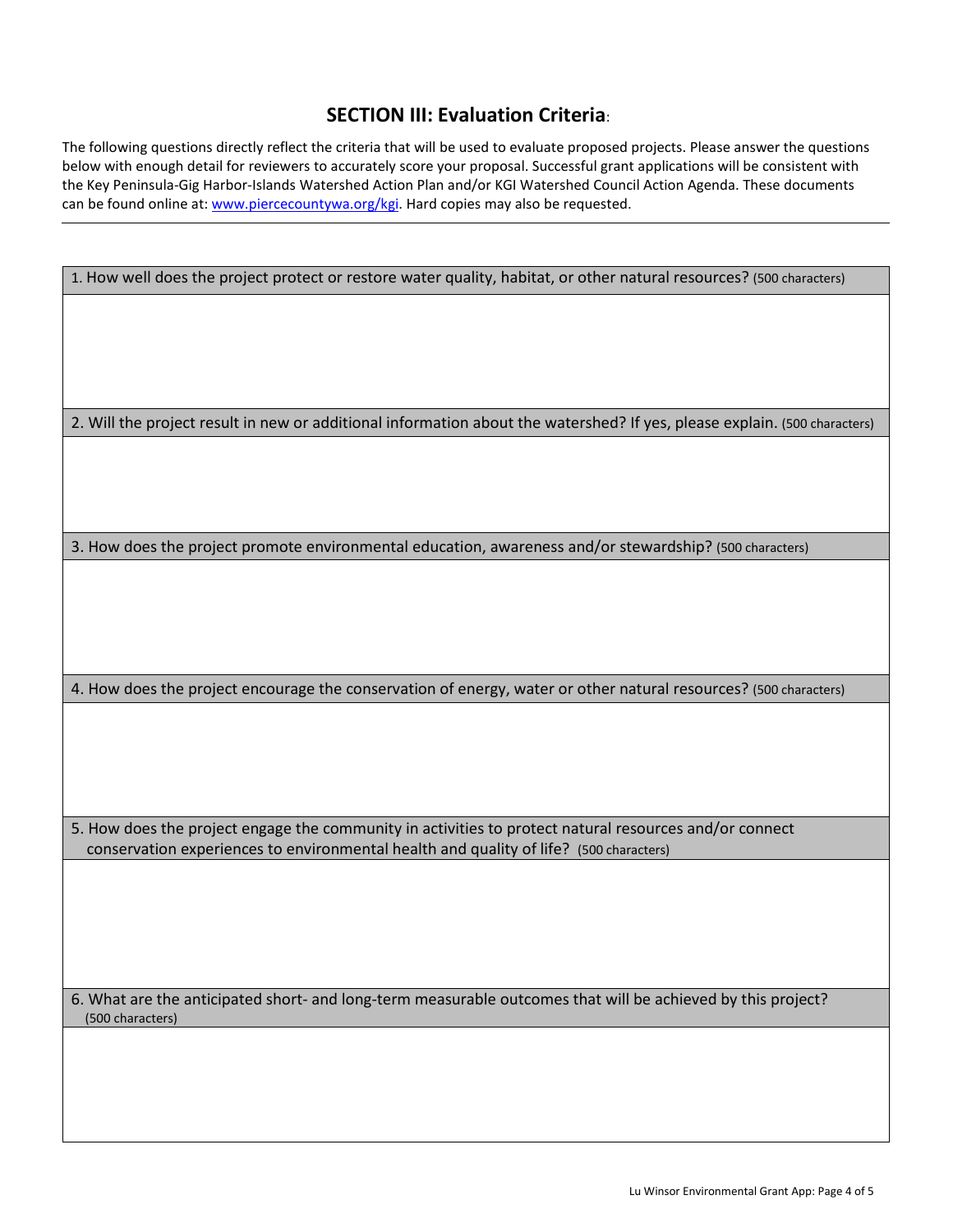## SECTION III: Evaluation Criteria:

The following questions directly reflect the criteria that will be used to evaluate proposed projects. Please answer the questions below with enough detail for reviewers to accurately score your proposal. Successful grant applications will be consistent with the Key Peninsula-Gig Harbor-Islands Watershed Action Plan and/or KGI Watershed Council Action Agenda. These documents can be found online at: www.piercecountywa.org/kgi. Hard copies may also be requested.

---

| 1. How well does the project protect or restore water quality, habitat, or other natural resources? (500 characters) |
|---|
| |

| 2. Will the project result in new or additional information about the watershed? If yes, please explain. (500 characters) |
|---|
| |

| 3. How does the project promote environmental education, awareness and/or stewardship? (500 characters) |
|---|
| |

| 4. How does the project encourage the conservation of energy, water or other natural resources? (500 characters) |
|---|
| |

| 5. How does the project engage the community in activities to protect natural resources and/or connect conservation experiences to environmental health and quality of life? (500 characters) |
|---|
| |

| 6. What are the anticipated short- and long-term measurable outcomes that will be achieved by this project? (500 characters) |
|---|
| |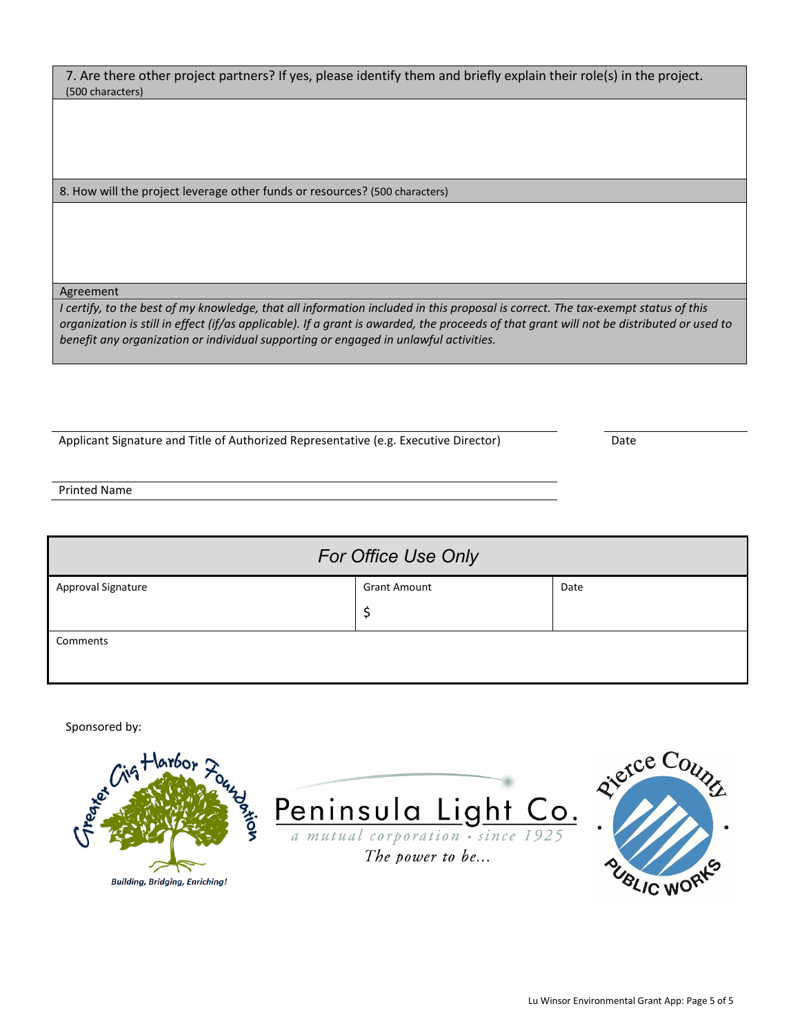7. Are there other project partners? If yes, please identify them and briefly explain their role(s) in the project. (500 characters)

8. How will the project leverage other funds or resources? (500 characters)

Agreement

*I certify, to the best of my knowledge, that all information included in this proposal is correct. The tax-exempt status of this organization is still in effect (if/as applicable). If a grant is awarded, the proceeds of that grant will not be distributed or used to benefit any organization or individual supporting or engaged in unlawful activities.*

Applicant Signature and Title of Authorized Representative (e.g. Executive Director) Date

Printed Name

| *For Office Use Only* | | |
|---|---|---|
| Approval Signature | Grant Amount<br>$ | Date |
| Comments | | |

Sponsored by:

Greater Gig Harbor Foundation — Building, Bridging, Enriching!

Peninsula Light Co. — a mutual corporation • since 1925 — The power to be...

Pierce County • Public Works •